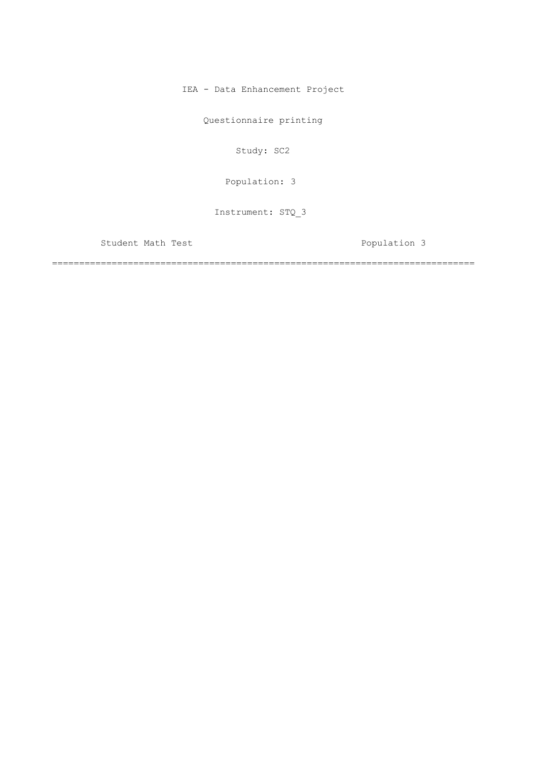IEA - Data Enhancement Project

Questionnaire printing

Study: SC2

Population: 3

Instrument: STQ_3

Student Math Test Population 3

================================================================================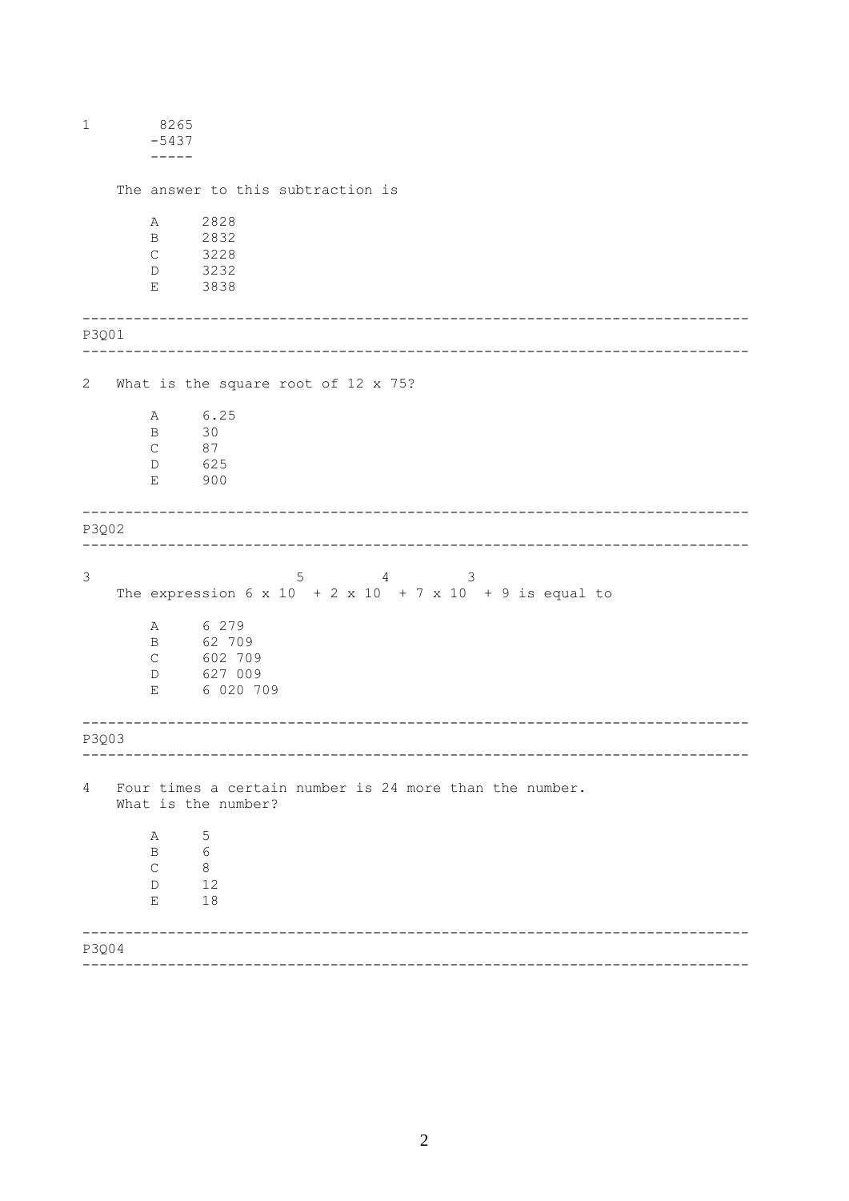1 

$$\begin{array}{r} 8265 \\ -5437 \\ \hline \end{array}$$

The answer to this subtraction is

A 2828
B 2832
C 3228
D 3232
E 3838

---

P3Q01

---

2 What is the square root of 12 x 75?

A 6.25
B 30
C 87
D 625
E 900

---

P3Q02

---

3 The expression $6 \times 10^5 + 2 \times 10^4 + 7 \times 10^3 + 9$ is equal to

A 6 279
B 62 709
C 602 709
D 627 009
E 6 020 709

---

P3Q03

---

4 Four times a certain number is 24 more than the number.
What is the number?

A 5
B 6
C 8
D 12
E 18

---

P3Q04

---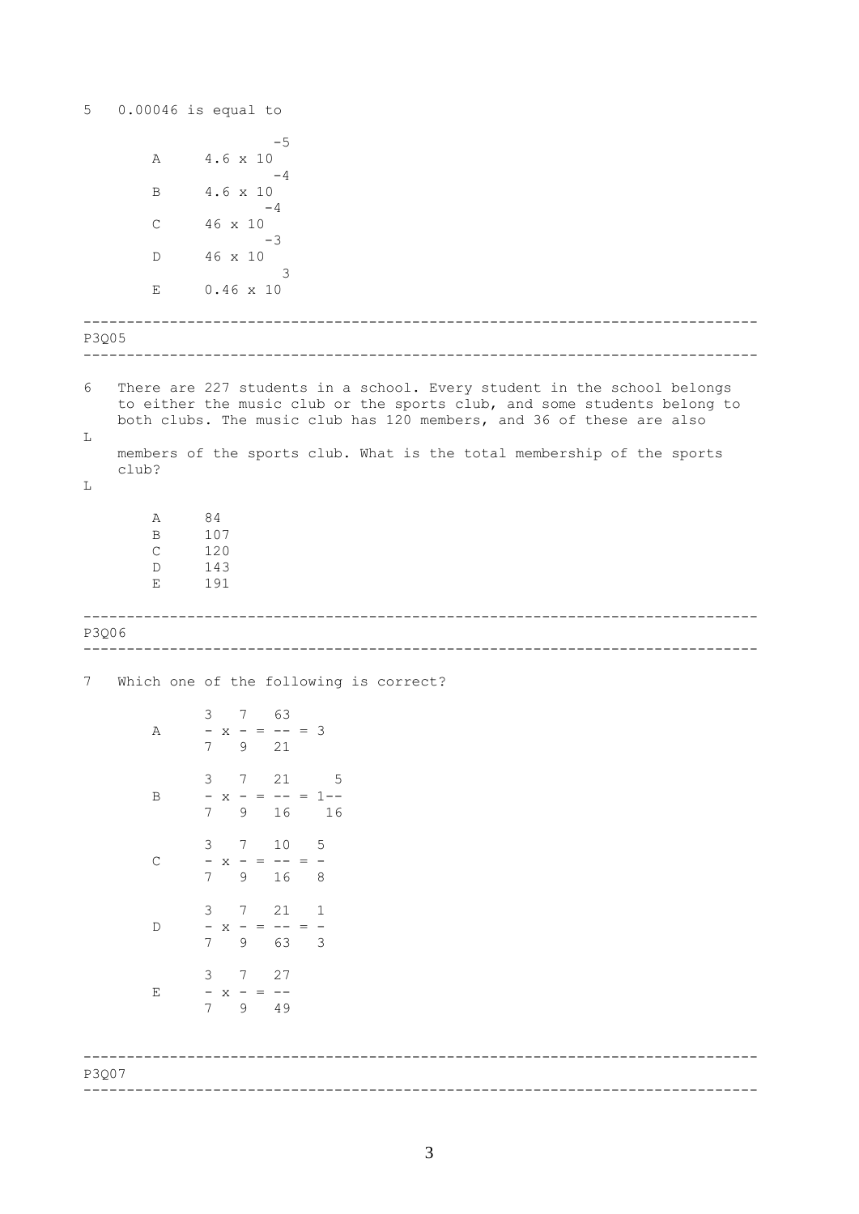5 0.00046 is equal to

A $4.6 \times 10^{-5}$

B $4.6 \times 10^{-4}$

C $46 \times 10^{-4}$

D $46 \times 10^{-3}$

E $0.46 \times 10^{3}$

---

P3Q05

---

6 There are 227 students in a school. Every student in the school belongs to either the music club or the sports club, and some students belong to both clubs. The music club has 120 members, and 36 of these are also

L

members of the sports club. What is the total membership of the sports club?

L

A 84

B 107

C 120

D 143

E 191

---

P3Q06

---

7 Which one of the following is correct?

A $\frac{3}{7} \times \frac{7}{9} = \frac{63}{21} = 3$

B $\frac{3}{7} \times \frac{7}{9} = \frac{21}{16} = 1\frac{5}{16}$

C $\frac{3}{7} \times \frac{7}{9} = \frac{10}{16} = \frac{5}{8}$

D $\frac{3}{7} \times \frac{7}{9} = \frac{21}{63} = \frac{1}{3}$

E $\frac{3}{7} \times \frac{7}{9} = \frac{27}{49}$

---

P3Q07

---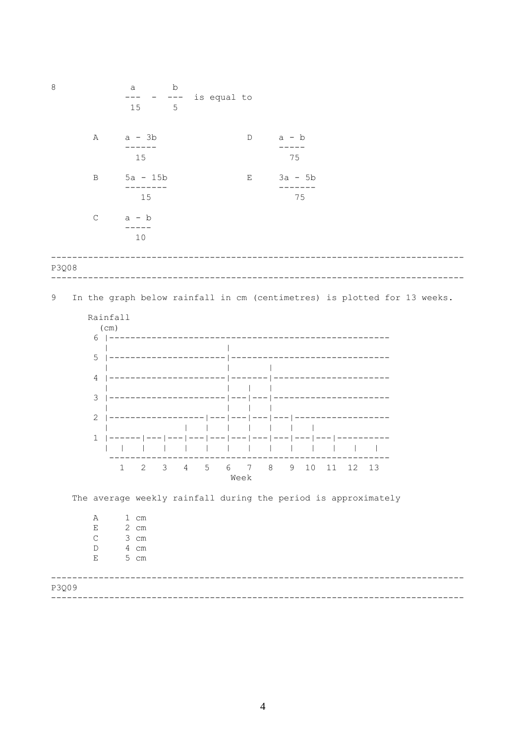8 $\dfrac{a}{15} - \dfrac{b}{5}$ is equal to

A $\dfrac{a - 3b}{15}$

B $\dfrac{5a - 15b}{15}$

C $\dfrac{a - b}{10}$

D $\dfrac{a - b}{75}$

E $\dfrac{3a - 5b}{75}$

---

P3Q08

---

9 In the graph below rainfall in cm (centimetres) is plotted for 13 weeks.

```
Rainfall
  (cm)
6 |----------------------------------------------------
  |                      |
5 |----------------------|------------------------------
  |                      |       |
4 |----------------------|-------|----------------------
  |                      |   |   |
3 |----------------------|---|---|----------------------
  |                      |   |   |
2 |------------------|---|---|---|---|------------------
  |              |   |   |   |   |   |   |
1 |------|---|---|---|---|---|---|---|---|---|----------
  |  |   |   |   |   |   |   |   |   |   |   |   |   |
   ----------------------------------------------------
     1   2   3   4   5   6   7   8   9  10  11  12  13
                             Week
```

The average weekly rainfall during the period is approximately

A 1 cm

E 2 cm

C 3 cm

D 4 cm

E 5 cm

---

P3Q09

---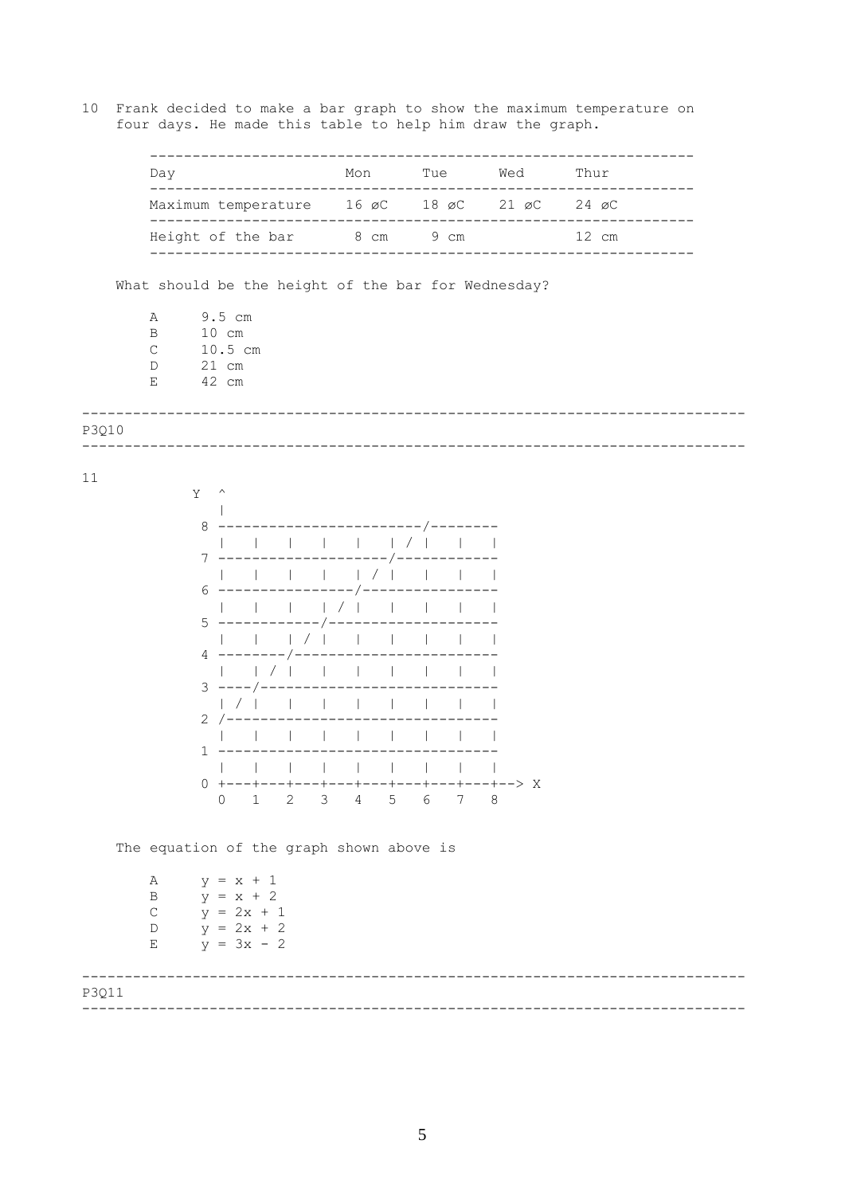10 Frank decided to make a bar graph to show the maximum temperature on four days. He made this table to help him draw the graph.

| Day | Mon | Tue | Wed | Thur |
|---|---|---|---|---|
| Maximum temperature | 16 øC | 18 øC | 21 øC | 24 øC |
| Height of the bar | 8 cm | 9 cm | | 12 cm |

What should be the height of the bar for Wednesday?

A 9.5 cm
B 10 cm
C 10.5 cm
D 21 cm
E 42 cm

P3Q10

11

```
         Y  ^
            |
         8 ------------------------/--------
            |   |   |   |   |   | / |   |   |
         7 --------------------/------------
            |   |   |   |   | / |   |   |   |
         6 ----------------/----------------
            |   |   |   | / |   |   |   |   |
         5 ------------/--------------------
            |   |   | / |   |   |   |   |   |
         4 --------/------------------------
            |   | / |   |   |   |   |   |   |
         3 ----/----------------------------
            | / |   |   |   |   |   |   |   |
         2 /--------------------------------
            |   |   |   |   |   |   |   |   |
         1 --------------------------------
            |   |   |   |   |   |   |   |   |
         0 +---+---+---+---+---+---+---+---+--> X
           0   1   2   3   4   5   6   7   8
```

The equation of the graph shown above is

A $y = x + 1$
B $y = x + 2$
C $y = 2x + 1$
D $y = 2x + 2$
E $y = 3x - 2$

P3Q11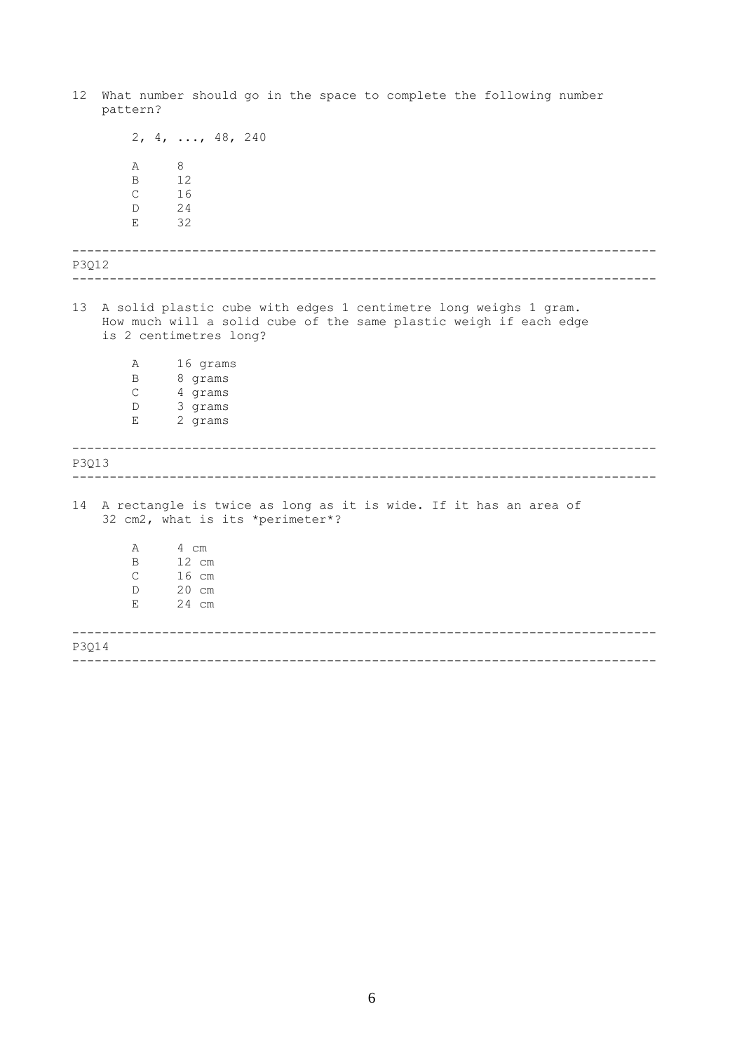12 What number should go in the space to complete the following number pattern?

2, 4, ..., 48, 240

A 8
B 12
C 16
D 24
E 32

---

P3Q12

---

13 A solid plastic cube with edges 1 centimetre long weighs 1 gram. How much will a solid cube of the same plastic weigh if each edge is 2 centimetres long?

A 16 grams
B 8 grams
C 4 grams
D 3 grams
E 2 grams

---

P3Q13

---

14 A rectangle is twice as long as it is wide. If it has an area of 32 cm2, what is its *perimeter*?

A 4 cm
B 12 cm
C 16 cm
D 20 cm
E 24 cm

---

P3Q14

---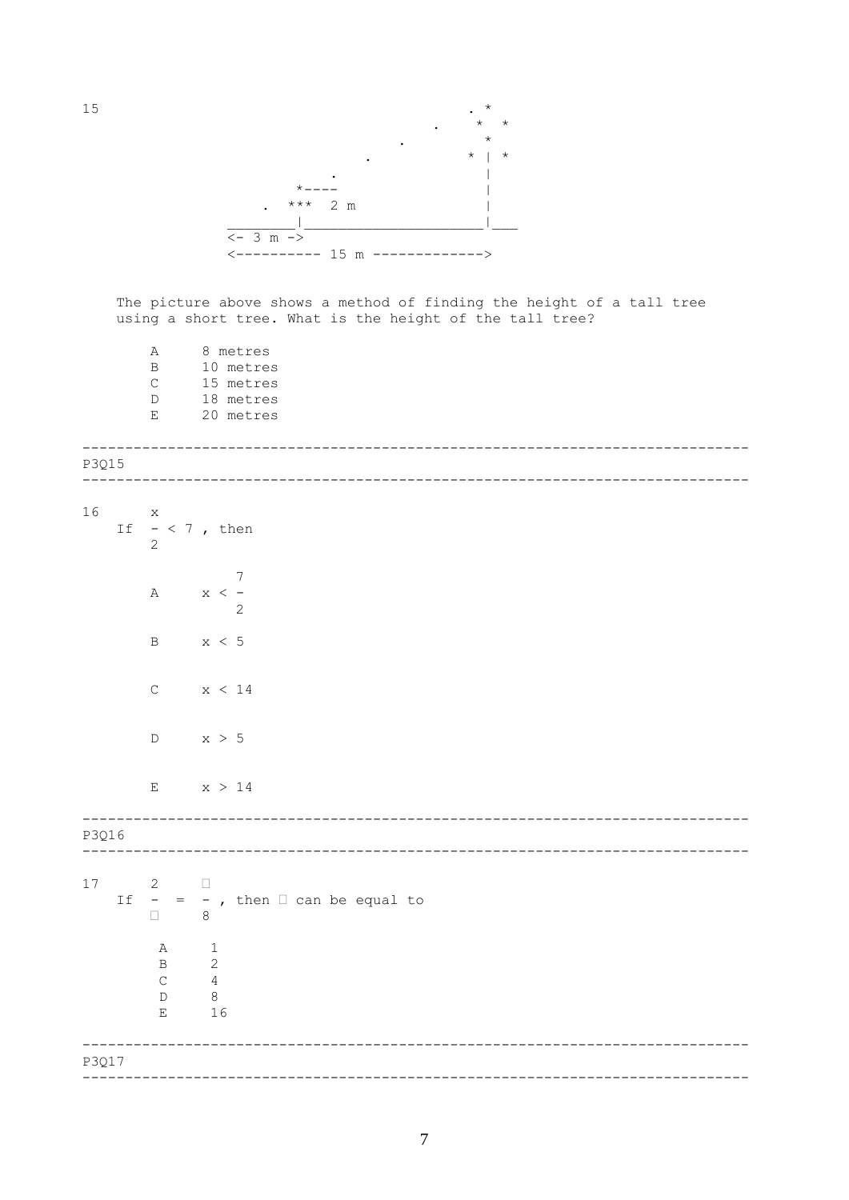15

```
                                     . *
                                .    *  *
                           .          *
                      .             * | *
                  .                   |
              *----                   |
            .  ***  2 m               |
________|_____________________|___
<- 3 m ->
<---------- 15 m ------------->
```

The picture above shows a method of finding the height of a tall tree using a short tree. What is the height of the tall tree?

A 8 metres
B 10 metres
C 15 metres
D 18 metres
E 20 metres

---

P3Q15

---

16 If $\frac{x}{2} < 7$ , then

A $x < \frac{7}{2}$

B $x < 5$

C $x < 14$

D $x > 5$

E $x > 14$

---

P3Q16

---

17 If $\frac{2}{\square} = \frac{\square}{8}$ , then $\square$ can be equal to

A 1
B 2
C 4
D 8
E 16

---

P3Q17

---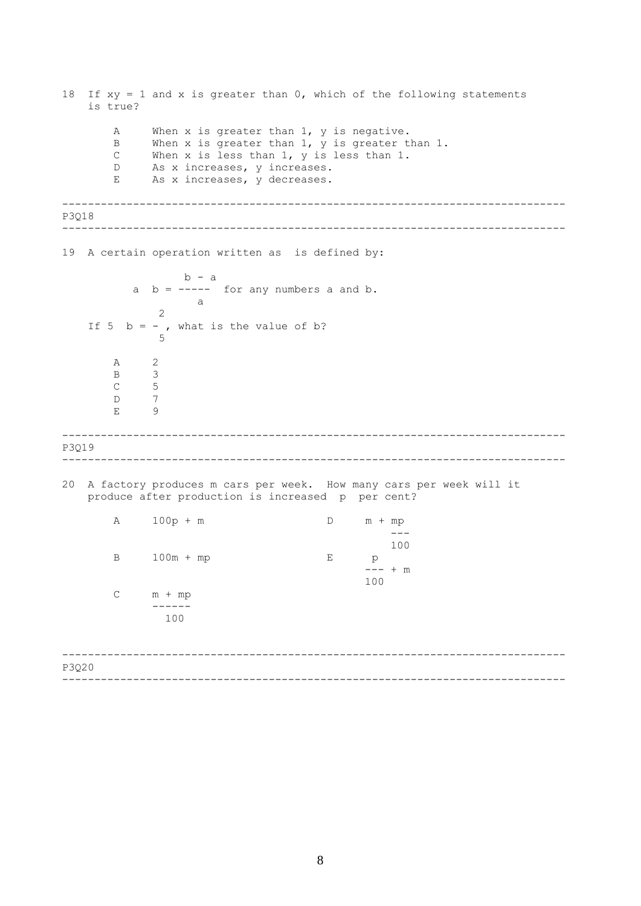18 If $xy = 1$ and $x$ is greater than 0, which of the following statements is true?

- A When $x$ is greater than 1, $y$ is negative.
- B When $x$ is greater than 1, $y$ is greater than 1.
- C When $x$ is less than 1, $y$ is less than 1.
- D As $x$ increases, $y$ increases.
- E As $x$ increases, $y$ decreases.

---

P3Q18

---

19 A certain operation written as  is defined by:

$$a \quad b = \frac{b - a}{a} \quad \text{for any numbers } a \text{ and } b.$$

If $5 \quad b = \frac{2}{5}$, what is the value of $b$?

- A 2
- B 3
- C 5
- D 7
- E 9

---

P3Q19

---

20 A factory produces $m$ cars per week. How many cars per week will it produce after production is increased $p$ per cent?

- A $100p + m$
- B $100m + mp$
- C $\frac{m + mp}{100}$
- D $m + \frac{mp}{100}$
- E $\frac{p}{100} + m$

---

P3Q20

---